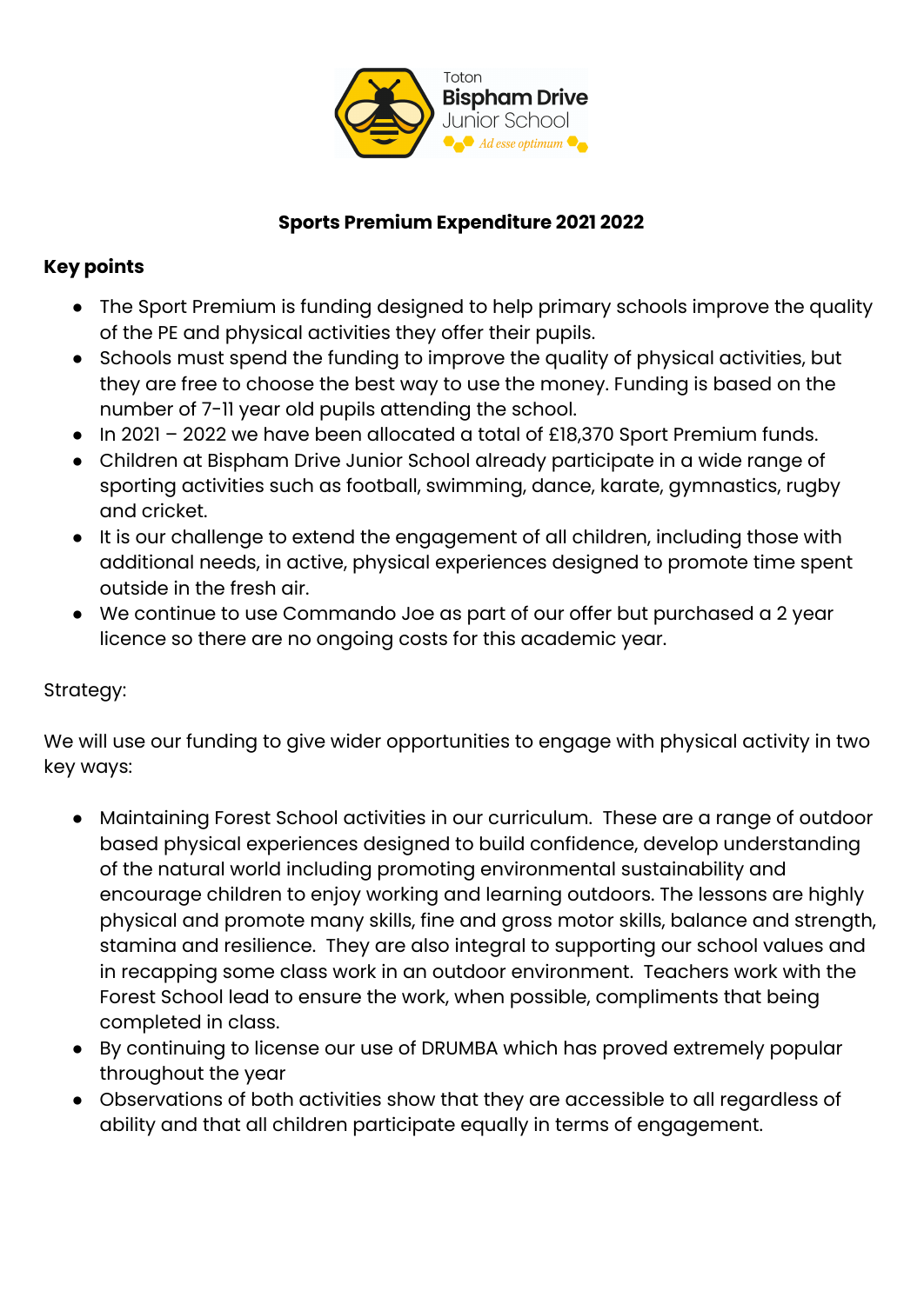Toton
**Bispham Drive**
Junior School
*Ad esse optimum*

**Sports Premium Expenditure 2021 2022**

**Key points**

- The Sport Premium is funding designed to help primary schools improve the quality of the PE and physical activities they offer their pupils.
- Schools must spend the funding to improve the quality of physical activities, but they are free to choose the best way to use the money. Funding is based on the number of 7-11 year old pupils attending the school.
- In 2021 – 2022 we have been allocated a total of £18,370 Sport Premium funds.
- Children at Bispham Drive Junior School already participate in a wide range of sporting activities such as football, swimming, dance, karate, gymnastics, rugby and cricket.
- It is our challenge to extend the engagement of all children, including those with additional needs, in active, physical experiences designed to promote time spent outside in the fresh air.
- We continue to use Commando Joe as part of our offer but purchased a 2 year licence so there are no ongoing costs for this academic year.

Strategy:

We will use our funding to give wider opportunities to engage with physical activity in two key ways:

- Maintaining Forest School activities in our curriculum. These are a range of outdoor based physical experiences designed to build confidence, develop understanding of the natural world including promoting environmental sustainability and encourage children to enjoy working and learning outdoors. The lessons are highly physical and promote many skills, fine and gross motor skills, balance and strength, stamina and resilience. They are also integral to supporting our school values and in recapping some class work in an outdoor environment. Teachers work with the Forest School lead to ensure the work, when possible, compliments that being completed in class.
- By continuing to license our use of DRUMBA which has proved extremely popular throughout the year
- Observations of both activities show that they are accessible to all regardless of ability and that all children participate equally in terms of engagement.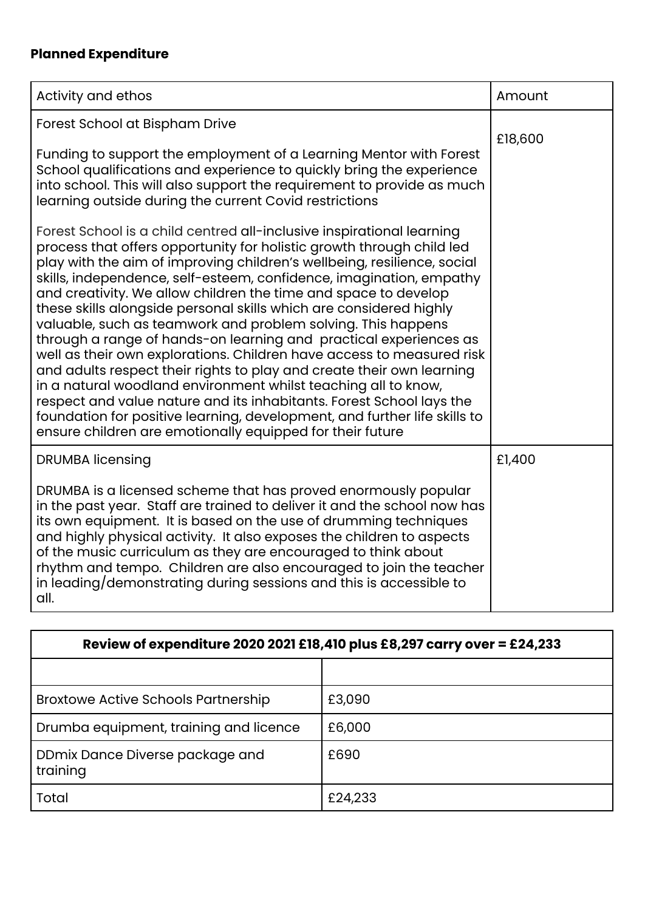**Planned Expenditure**

| Activity and ethos | Amount |
|---|---|
| Forest School at Bispham Drive<br><br>Funding to support the employment of a Learning Mentor with Forest School qualifications and experience to quickly bring the experience into school. This will also support the requirement to provide as much learning outside during the current Covid restrictions<br><br>Forest School is a child centred all-inclusive inspirational learning process that offers opportunity for holistic growth through child led play with the aim of improving children's wellbeing, resilience, social skills, independence, self-esteem, confidence, imagination, empathy and creativity. We allow children the time and space to develop these skills alongside personal skills which are considered highly valuable, such as teamwork and problem solving. This happens through a range of hands-on learning and practical experiences as well as their own explorations. Children have access to measured risk and adults respect their rights to play and create their own learning in a natural woodland environment whilst teaching all to know, respect and value nature and its inhabitants. Forest School lays the foundation for positive learning, development, and further life skills to ensure children are emotionally equipped for their future | £18,600 |
| DRUMBA licensing<br><br>DRUMBA is a licensed scheme that has proved enormously popular in the past year. Staff are trained to deliver it and the school now has its own equipment. It is based on the use of drumming techniques and highly physical activity. It also exposes the children to aspects of the music curriculum as they are encouraged to think about rhythm and tempo. Children are also encouraged to join the teacher in leading/demonstrating during sessions and this is accessible to all. | £1,400 |

| **Review of expenditure 2020 2021 £18,410 plus £8,297 carry over = £24,233** | |
|---|---|
| | |
| Broxtowe Active Schools Partnership | £3,090 |
| Drumba equipment, training and licence | £6,000 |
| DDmix Dance Diverse package and training | £690 |
| Total | £24,233 |